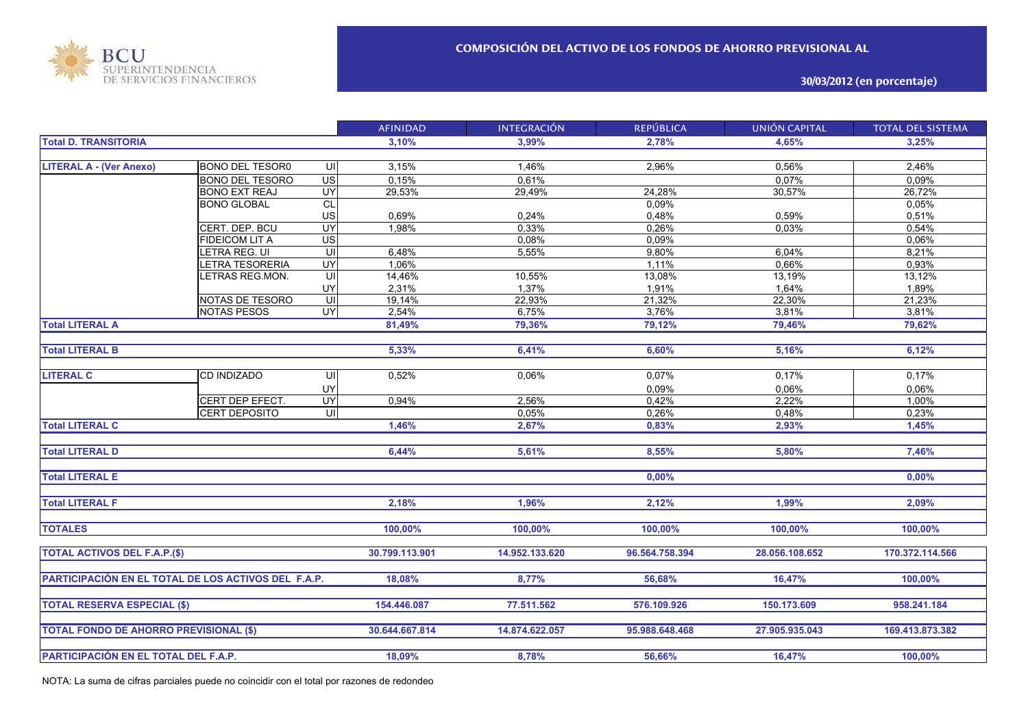BCU SUPERINTENDENCIA DE SERVICIOS FINANCIEROS

# COMPOSICIÓN DEL ACTIVO DE LOS FONDOS DE AHORRO PREVISIONAL AL

## 30/03/2012 (en porcentaje)

| | | | AFINIDAD | INTEGRACIÓN | REPÚBLICA | UNIÓN CAPITAL | TOTAL DEL SISTEMA |
|---|---|---|---|---|---|---|---|
| **Total D. TRANSITORIA** | | | **3,10%** | **3,99%** | **2,78%** | **4,65%** | **3,25%** |
| **LITERAL A - (Ver Anexo)** | BONO DEL TESOR0 | UI | 3,15% | 1,46% | 2,96% | 0,56% | 2,46% |
| | BONO DEL TESORO | US | 0,15% | 0,61% | | 0,07% | 0,09% |
| | BONO EXT REAJ | UY | 29,53% | 29,49% | 24,28% | 30,57% | 26,72% |
| | BONO GLOBAL | CL | | | 0,09% | | 0,05% |
| | | US | 0,69% | 0,24% | 0,48% | 0,59% | 0,51% |
| | CERT. DEP. BCU | UY | 1,98% | 0,33% | 0,26% | 0,03% | 0,54% |
| | FIDEICOM LIT A | US | | 0,08% | 0,09% | | 0,06% |
| | LETRA REG. UI | UI | 6,48% | 5,55% | 9,80% | 6,04% | 8,21% |
| | LETRA TESORERIA | UY | 1,06% | | 1,11% | 0,66% | 0,93% |
| | LETRAS REG.MON. | UI | 14,46% | 10,55% | 13,08% | 13,19% | 13,12% |
| | | UY | 2,31% | 1,37% | 1,91% | 1,64% | 1,89% |
| | NOTAS DE TESORO | UI | 19,14% | 22,93% | 21,32% | 22,30% | 21,23% |
| | NOTAS PESOS | UY | 2,54% | 6,75% | 3,76% | 3,81% | 3,81% |
| **Total LITERAL A** | | | **81,49%** | **79,36%** | **79,12%** | **79,46%** | **79,62%** |
| **Total LITERAL B** | | | **5,33%** | **6,41%** | **6,60%** | **5,16%** | **6,12%** |
| **LITERAL C** | CD INDIZADO | UI | 0,52% | 0,06% | 0,07% | 0,17% | 0,17% |
| | | UY | | | 0,09% | 0,06% | 0,06% |
| | CERT DEP EFECT. | UY | 0,94% | 2,56% | 0,42% | 2,22% | 1,00% |
| | CERT DEPOSITO | UI | | 0,05% | 0,26% | 0,48% | 0,23% |
| **Total LITERAL C** | | | **1,46%** | **2,67%** | **0,83%** | **2,93%** | **1,45%** |
| **Total LITERAL D** | | | **6,44%** | **5,61%** | **8,55%** | **5,80%** | **7,46%** |
| **Total LITERAL E** | | | | | **0,00%** | | **0,00%** |
| **Total LITERAL F** | | | **2,18%** | **1,96%** | **2,12%** | **1,99%** | **2,09%** |
| **TOTALES** | | | **100,00%** | **100,00%** | **100,00%** | **100,00%** | **100,00%** |
| **TOTAL ACTIVOS DEL F.A.P.($)** | | | **30.799.113.901** | **14.952.133.620** | **96.564.758.394** | **28.056.108.652** | **170.372.114.566** |
| **PARTICIPACIÓN EN EL TOTAL DE LOS ACTIVOS DEL F.A.P.** | | | **18,08%** | **8,77%** | **56,68%** | **16,47%** | **100,00%** |
| **TOTAL RESERVA ESPECIAL ($)** | | | **154.446.087** | **77.511.562** | **576.109.926** | **150.173.609** | **958.241.184** |
| **TOTAL FONDO DE AHORRO PREVISIONAL ($)** | | | **30.644.667.814** | **14.874.622.057** | **95.988.648.468** | **27.905.935.043** | **169.413.873.382** |
| **PARTICIPACIÓN EN EL TOTAL DEL F.A.P.** | | | **18,09%** | **8,78%** | **56,66%** | **16,47%** | **100,00%** |

NOTA: La suma de cifras parciales puede no coincidir con el total por razones de redondeo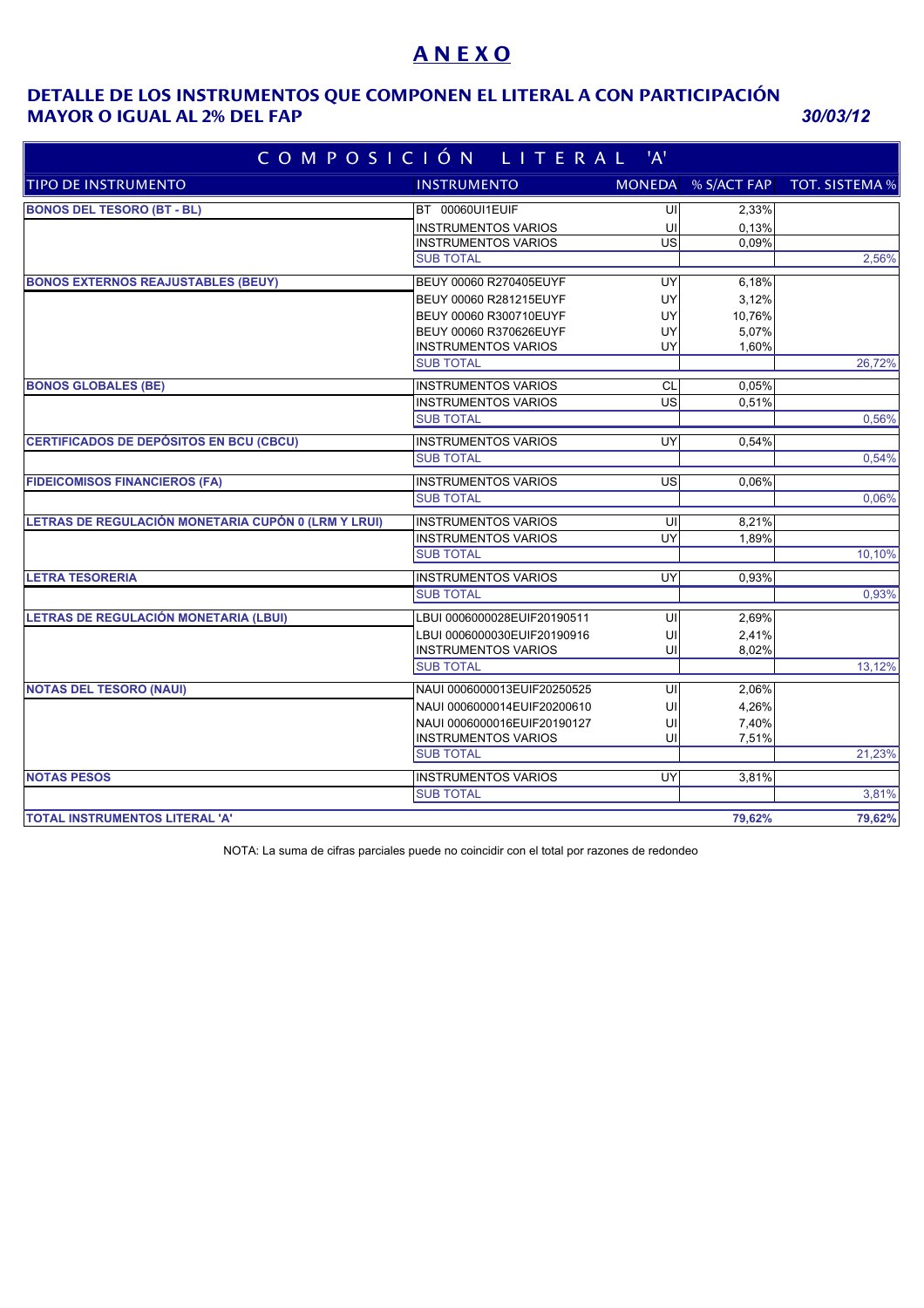# A N E X O

## DETALLE DE LOS INSTRUMENTOS QUE COMPONEN EL LITERAL A CON PARTICIPACIÓN MAYOR O IGUAL AL 2% DEL FAP

*30/03/12*

| COMPOSICIÓN LITERAL 'A' | | | | |
|---|---|---|---|---|
| **TIPO DE INSTRUMENTO** | **INSTRUMENTO** | **MONEDA** | **% S/ACT FAP** | **TOT. SISTEMA %** |
| **BONOS DEL TESORO (BT - BL)** | BT 00060UI1EUIF | UI | 2,33% | |
| | INSTRUMENTOS VARIOS | UI | 0,13% | |
| | INSTRUMENTOS VARIOS | US | 0,09% | |
| | SUB TOTAL | | | 2,56% |
| **BONOS EXTERNOS REAJUSTABLES (BEUY)** | BEUY 00060 R270405EUYF | UY | 6,18% | |
| | BEUY 00060 R281215EUYF | UY | 3,12% | |
| | BEUY 00060 R300710EUYF | UY | 10,76% | |
| | BEUY 00060 R370626EUYF | UY | 5,07% | |
| | INSTRUMENTOS VARIOS | UY | 1,60% | |
| | SUB TOTAL | | | 26,72% |
| **BONOS GLOBALES (BE)** | INSTRUMENTOS VARIOS | CL | 0,05% | |
| | INSTRUMENTOS VARIOS | US | 0,51% | |
| | SUB TOTAL | | | 0,56% |
| **CERTIFICADOS DE DEPÓSITOS EN BCU (CBCU)** | INSTRUMENTOS VARIOS | UY | 0,54% | |
| | SUB TOTAL | | | 0,54% |
| **FIDEICOMISOS FINANCIEROS (FA)** | INSTRUMENTOS VARIOS | US | 0,06% | |
| | SUB TOTAL | | | 0,06% |
| **LETRAS DE REGULACIÓN MONETARIA CUPÓN 0 (LRM Y LRUI)** | INSTRUMENTOS VARIOS | UI | 8,21% | |
| | INSTRUMENTOS VARIOS | UY | 1,89% | |
| | SUB TOTAL | | | 10,10% |
| **LETRA TESORERIA** | INSTRUMENTOS VARIOS | UY | 0,93% | |
| | SUB TOTAL | | | 0,93% |
| **LETRAS DE REGULACIÓN MONETARIA (LBUI)** | LBUI 0006000028EUIF20190511 | UI | 2,69% | |
| | LBUI 0006000030EUIF20190916 | UI | 2,41% | |
| | INSTRUMENTOS VARIOS | UI | 8,02% | |
| | SUB TOTAL | | | 13,12% |
| **NOTAS DEL TESORO (NAUI)** | NAUI 0006000013EUIF20250525 | UI | 2,06% | |
| | NAUI 0006000014EUIF20200610 | UI | 4,26% | |
| | NAUI 0006000016EUIF20190127 | UI | 7,40% | |
| | INSTRUMENTOS VARIOS | UI | 7,51% | |
| | SUB TOTAL | | | 21,23% |
| **NOTAS PESOS** | INSTRUMENTOS VARIOS | UY | 3,81% | |
| | SUB TOTAL | | | 3,81% |
| **TOTAL INSTRUMENTOS LITERAL 'A'** | | | **79,62%** | **79,62%** |

NOTA: La suma de cifras parciales puede no coincidir con el total por razones de redondeo